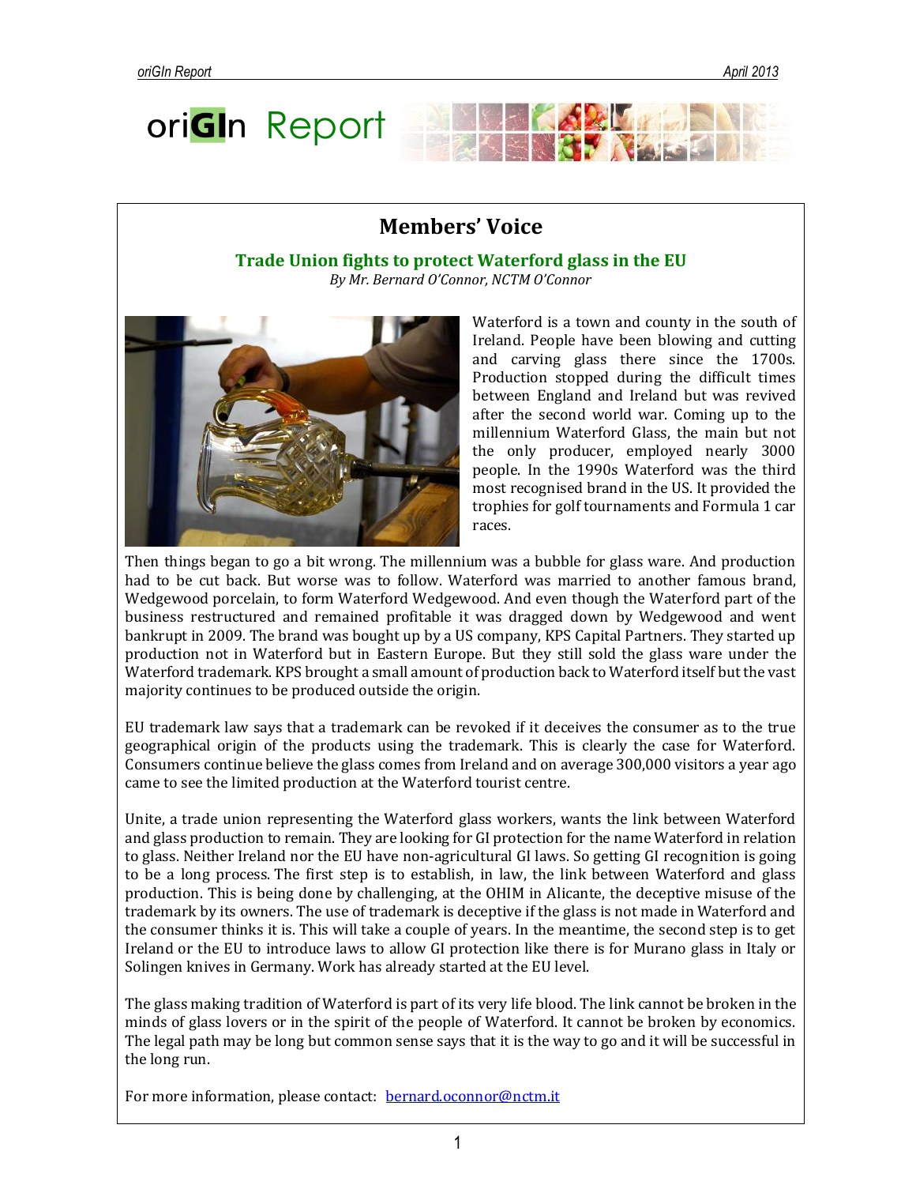# oriGIn Report

## Members' Voice

### Trade Union fights to protect Waterford glass in the EU

*By Mr. Bernard O'Connor, NCTM O'Connor*

Waterford is a town and county in the south of Ireland. People have been blowing and cutting and carving glass there since the 1700s. Production stopped during the difficult times between England and Ireland but was revived after the second world war. Coming up to the millennium Waterford Glass, the main but not the only producer, employed nearly 3000 people. In the 1990s Waterford was the third most recognised brand in the US. It provided the trophies for golf tournaments and Formula 1 car races.

Then things began to go a bit wrong. The millennium was a bubble for glass ware. And production had to be cut back. But worse was to follow. Waterford was married to another famous brand, Wedgewood porcelain, to form Waterford Wedgewood. And even though the Waterford part of the business restructured and remained profitable it was dragged down by Wedgewood and went bankrupt in 2009. The brand was bought up by a US company, KPS Capital Partners. They started up production not in Waterford but in Eastern Europe. But they still sold the glass ware under the Waterford trademark. KPS brought a small amount of production back to Waterford itself but the vast majority continues to be produced outside the origin.

EU trademark law says that a trademark can be revoked if it deceives the consumer as to the true geographical origin of the products using the trademark. This is clearly the case for Waterford. Consumers continue believe the glass comes from Ireland and on average 300,000 visitors a year ago came to see the limited production at the Waterford tourist centre.

Unite, a trade union representing the Waterford glass workers, wants the link between Waterford and glass production to remain. They are looking for GI protection for the name Waterford in relation to glass. Neither Ireland nor the EU have non-agricultural GI laws. So getting GI recognition is going to be a long process. The first step is to establish, in law, the link between Waterford and glass production. This is being done by challenging, at the OHIM in Alicante, the deceptive misuse of the trademark by its owners. The use of trademark is deceptive if the glass is not made in Waterford and the consumer thinks it is. This will take a couple of years. In the meantime, the second step is to get Ireland or the EU to introduce laws to allow GI protection like there is for Murano glass in Italy or Solingen knives in Germany. Work has already started at the EU level.

The glass making tradition of Waterford is part of its very life blood. The link cannot be broken in the minds of glass lovers or in the spirit of the people of Waterford. It cannot be broken by economics. The legal path may be long but common sense says that it is the way to go and it will be successful in the long run.

For more information, please contact: [bernard.oconnor@nctm.it](mailto:bernard.oconnor@nctm.it)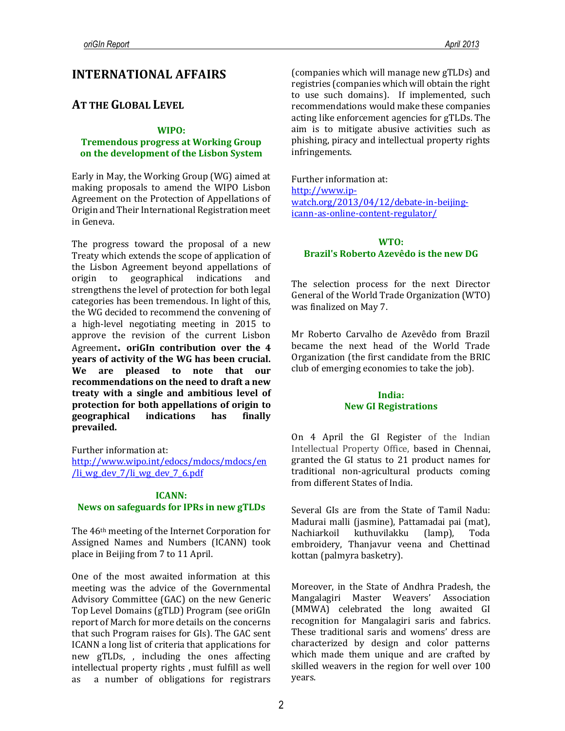# INTERNATIONAL AFFAIRS

## AT THE GLOBAL LEVEL

### WIPO: Tremendous progress at Working Group on the development of the Lisbon System

Early in May, the Working Group (WG) aimed at making proposals to amend the WIPO Lisbon Agreement on the Protection of Appellations of Origin and Their International Registration meet in Geneva.

The progress toward the proposal of a new Treaty which extends the scope of application of the Lisbon Agreement beyond appellations of origin to geographical indications and strengthens the level of protection for both legal categories has been tremendous. In light of this, the WG decided to recommend the convening of a high-level negotiating meeting in 2015 to approve the revision of the current Lisbon Agreement**. oriGIn contribution over the 4 years of activity of the WG has been crucial. We are pleased to note that our recommendations on the need to draft a new treaty with a single and ambitious level of protection for both appellations of origin to geographical indications has finally prevailed.**

Further information at:
http://www.wipo.int/edocs/mdocs/mdocs/en/li_wg_dev_7/li_wg_dev_7_6.pdf

### ICANN: News on safeguards for IPRs in new gTLDs

The 46th meeting of the Internet Corporation for Assigned Names and Numbers (ICANN) took place in Beijing from 7 to 11 April.

One of the most awaited information at this meeting was the advice of the Governmental Advisory Committee (GAC) on the new Generic Top Level Domains (gTLD) Program (see oriGIn report of March for more details on the concerns that such Program raises for GIs). The GAC sent ICANN a long list of criteria that applications for new gTLDs, , including the ones affecting intellectual property rights , must fulfill as well as a number of obligations for registrars (companies which will manage new gTLDs) and registries (companies which will obtain the right to use such domains). If implemented, such recommendations would make these companies acting like enforcement agencies for gTLDs. The aim is to mitigate abusive activities such as phishing, piracy and intellectual property rights infringements.

Further information at:
http://www.ip-watch.org/2013/04/12/debate-in-beijing-icann-as-online-content-regulator/

### WTO: Brazil's Roberto Azevêdo is the new DG

The selection process for the next Director General of the World Trade Organization (WTO) was finalized on May 7.

Mr Roberto Carvalho de Azevêdo from Brazil became the next head of the World Trade Organization (the first candidate from the BRIC club of emerging economies to take the job).

### India: New GI Registrations

On 4 April the GI Register of the Indian Intellectual Property Office, based in Chennai, granted the GI status to 21 product names for traditional non-agricultural products coming from different States of India.

Several GIs are from the State of Tamil Nadu: Madurai malli (jasmine), Pattamadai pai (mat), Nachiarkoil kuthuvilakku (lamp), Toda embroidery, Thanjavur veena and Chettinad kottan (palmyra basketry).

Moreover, in the State of Andhra Pradesh, the Mangalagiri Master Weavers' Association (MMWA) celebrated the long awaited GI recognition for Mangalagiri saris and fabrics. These traditional saris and womens' dress are characterized by design and color patterns which made them unique and are crafted by skilled weavers in the region for well over 100 years.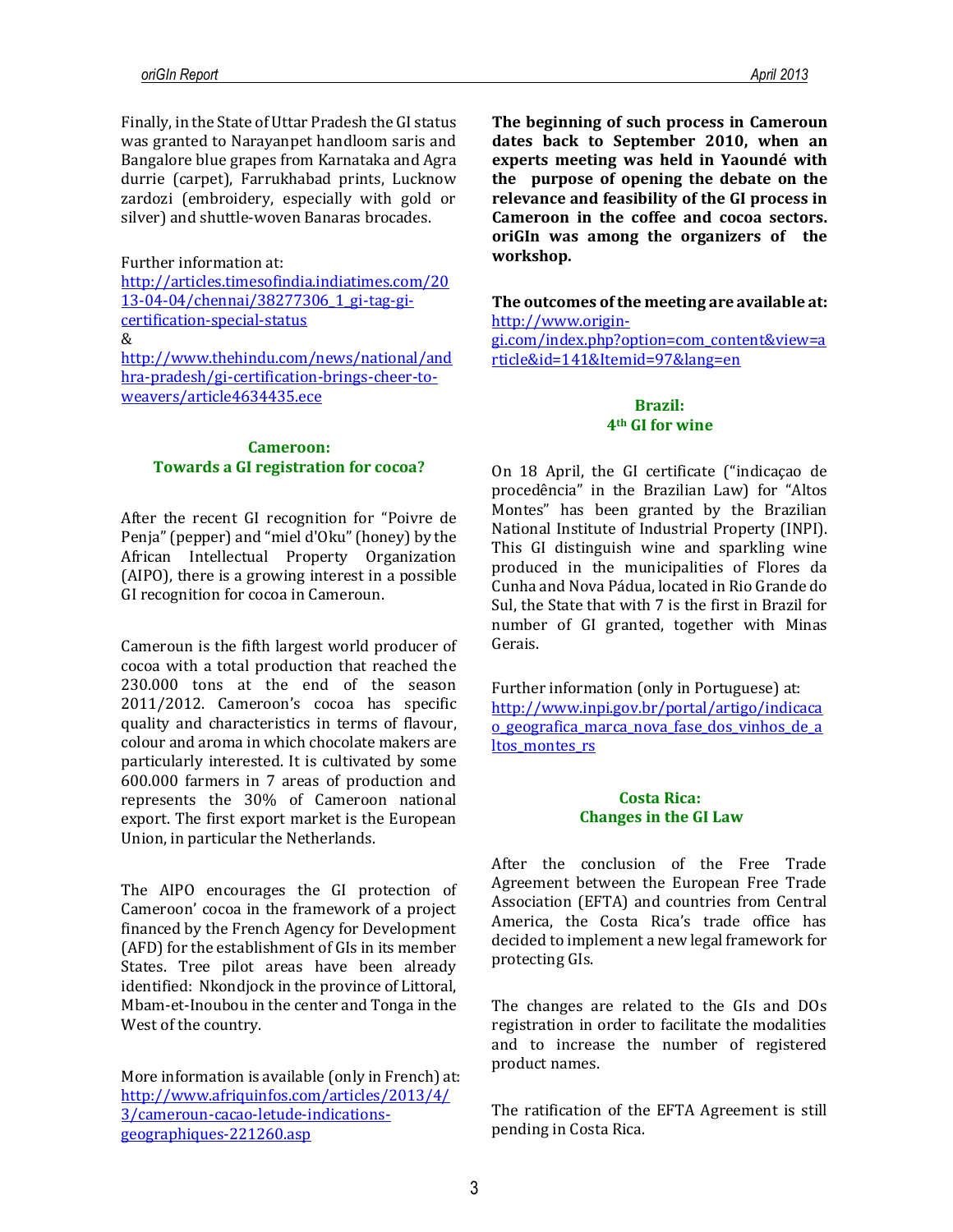Finally, in the State of Uttar Pradesh the GI status was granted to Narayanpet handloom saris and Bangalore blue grapes from Karnataka and Agra durrie (carpet), Farrukhabad prints, Lucknow zardozi (embroidery, especially with gold or silver) and shuttle-woven Banaras brocades.

Further information at:
http://articles.timesofindia.indiatimes.com/2013-04-04/chennai/38277306_1_gi-tag-gi-certification-special-status
&
http://www.thehindu.com/news/national/andhra-pradesh/gi-certification-brings-cheer-to-weavers/article4634435.ece

### Cameroon: Towards a GI registration for cocoa?

After the recent GI recognition for "Poivre de Penja" (pepper) and "miel d'Oku" (honey) by the African Intellectual Property Organization (AIPO), there is a growing interest in a possible GI recognition for cocoa in Cameroun.

Cameroun is the fifth largest world producer of cocoa with a total production that reached the 230.000 tons at the end of the season 2011/2012. Cameroon's cocoa has specific quality and characteristics in terms of flavour, colour and aroma in which chocolate makers are particularly interested. It is cultivated by some 600.000 farmers in 7 areas of production and represents the 30% of Cameroon national export. The first export market is the European Union, in particular the Netherlands.

The AIPO encourages the GI protection of Cameroon' cocoa in the framework of a project financed by the French Agency for Development (AFD) for the establishment of GIs in its member States. Tree pilot areas have been already identified: Nkondjock in the province of Littoral, Mbam-et-Inoubou in the center and Tonga in the West of the country.

More information is available (only in French) at:
http://www.afriquinfos.com/articles/2013/4/3/cameroun-cacao-letude-indications-geographiques-221260.asp

**The beginning of such process in Cameroun dates back to September 2010, when an experts meeting was held in Yaoundé with the purpose of opening the debate on the relevance and feasibility of the GI process in Cameroun in the coffee and cocoa sectors. oriGIn was among the organizers of the workshop.**

**The outcomes of the meeting are available at:**
http://www.origin-gi.com/index.php?option=com_content&view=article&id=141&Itemid=97&lang=en

### Brazil: 4th GI for wine

On 18 April, the GI certificate ("indicaçao de procedência" in the Brazilian Law) for "Altos Montes" has been granted by the Brazilian National Institute of Industrial Property (INPI). This GI distinguish wine and sparkling wine produced in the municipalities of Flores da Cunha and Nova Pádua, located in Rio Grande do Sul, the State that with 7 is the first in Brazil for number of GI granted, together with Minas Gerais.

Further information (only in Portuguese) at:
http://www.inpi.gov.br/portal/artigo/indicacao_geografica_marca_nova_fase_dos_vinhos_de_altos_montes_rs

### Costa Rica: Changes in the GI Law

After the conclusion of the Free Trade Agreement between the European Free Trade Association (EFTA) and countries from Central America, the Costa Rica's trade office has decided to implement a new legal framework for protecting GIs.

The changes are related to the GIs and DOs registration in order to facilitate the modalities and to increase the number of registered product names.

The ratification of the EFTA Agreement is still pending in Costa Rica.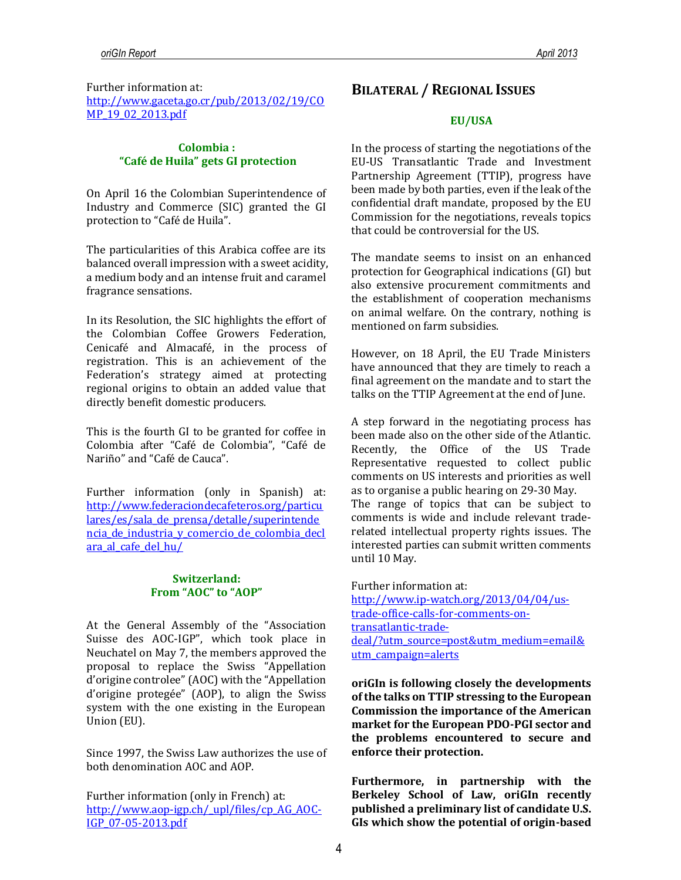Further information at:
http://www.gaceta.go.cr/pub/2013/02/19/COMP_19_02_2013.pdf

### Colombia : “Café de Huila” gets GI protection

On April 16 the Colombian Superintendence of Industry and Commerce (SIC) granted the GI protection to “Café de Huila”.

The particularities of this Arabica coffee are its balanced overall impression with a sweet acidity, a medium body and an intense fruit and caramel fragrance sensations.

In its Resolution, the SIC highlights the effort of the Colombian Coffee Growers Federation, Cenicafé and Almacafé, in the process of registration. This is an achievement of the Federation’s strategy aimed at protecting regional origins to obtain an added value that directly benefit domestic producers.

This is the fourth GI to be granted for coffee in Colombia after “Café de Colombia”, “Café de Nariño” and “Café de Cauca”.

Further information (only in Spanish) at:
http://www.federaciondecafeteros.org/particulares/es/sala_de_prensa/detalle/superintendencia_de_industria_y_comercio_de_colombia_declara_al_cafe_del_hu/

### Switzerland: From “AOC” to “AOP”

At the General Assembly of the “Association Suisse des AOC-IGP”, which took place in Neuchatel on May 7, the members approved the proposal to replace the Swiss “Appellation d’origine controlee” (AOC) with the “Appellation d’origine protegée” (AOP), to align the Swiss system with the one existing in the European Union (EU).

Since 1997, the Swiss Law authorizes the use of both denomination AOC and AOP.

Further information (only in French) at:
http://www.aop-igp.ch/_upl/files/cp_AG_AOC-IGP_07-05-2013.pdf

## BILATERAL / REGIONAL ISSUES

### EU/USA

In the process of starting the negotiations of the EU-US Transatlantic Trade and Investment Partnership Agreement (TTIP), progress have been made by both parties, even if the leak of the confidential draft mandate, proposed by the EU Commission for the negotiations, reveals topics that could be controversial for the US.

The mandate seems to insist on an enhanced protection for Geographical indications (GI) but also extensive procurement commitments and the establishment of cooperation mechanisms on animal welfare. On the contrary, nothing is mentioned on farm subsidies.

However, on 18 April, the EU Trade Ministers have announced that they are timely to reach a final agreement on the mandate and to start the talks on the TTIP Agreement at the end of June.

A step forward in the negotiating process has been made also on the other side of the Atlantic. Recently, the Office of the US Trade Representative requested to collect public comments on US interests and priorities as well as to organise a public hearing on 29-30 May.
The range of topics that can be subject to comments is wide and include relevant trade-related intellectual property rights issues. The interested parties can submit written comments until 10 May.

Further information at:
http://www.ip-watch.org/2013/04/04/us-trade-office-calls-for-comments-on-transatlantic-trade-deal/?utm_source=post&utm_medium=email&utm_campaign=alerts

**oriGIn is following closely the developments of the talks on TTIP stressing to the European Commission the importance of the American market for the European PDO-PGI sector and the problems encountered to secure and enforce their protection.**

**Furthermore, in partnership with the Berkeley School of Law, oriGIn recently published a preliminary list of candidate U.S. GIs which show the potential of origin-based**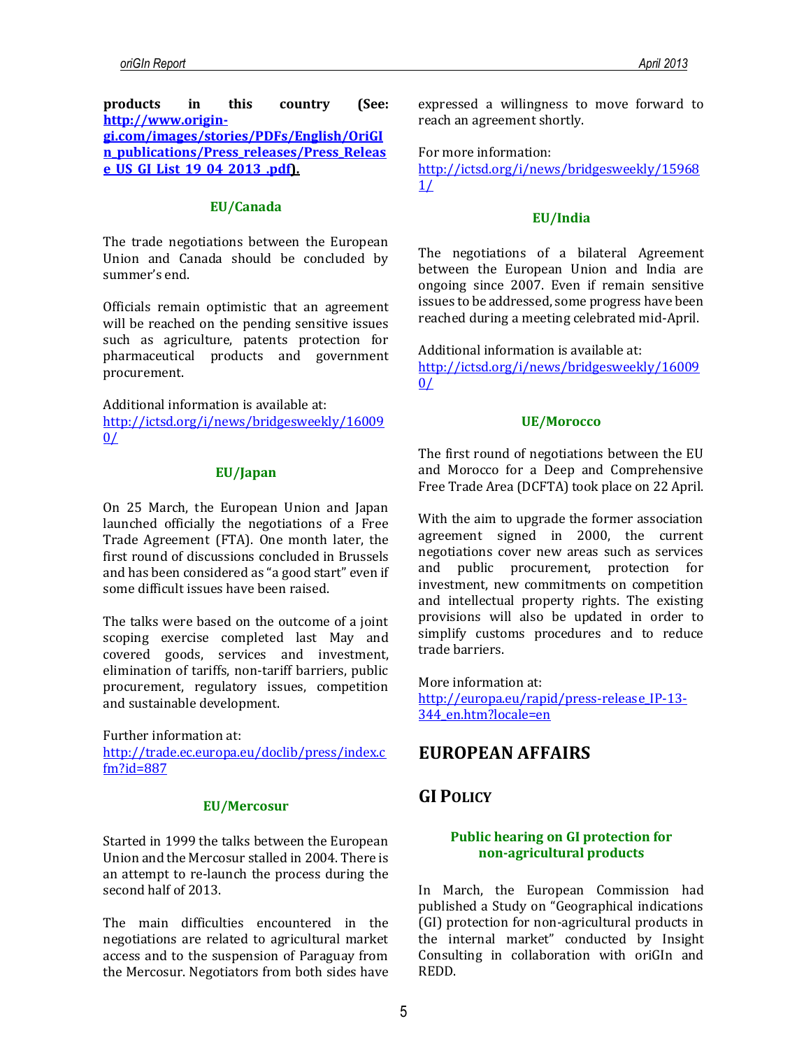**products in this country (See: http://www.origin-gi.com/images/stories/PDFs/English/OriGIn_publications/Press_releases/Press_Release_US_GI_List_19_04_2013_.pdf).**

### EU/Canada

The trade negotiations between the European Union and Canada should be concluded by summer's end.

Officials remain optimistic that an agreement will be reached on the pending sensitive issues such as agriculture, patents protection for pharmaceutical products and government procurement.

Additional information is available at:
http://ictsd.org/i/news/bridgesweekly/160090/

### EU/Japan

On 25 March, the European Union and Japan launched officially the negotiations of a Free Trade Agreement (FTA). One month later, the first round of discussions concluded in Brussels and has been considered as "a good start" even if some difficult issues have been raised.

The talks were based on the outcome of a joint scoping exercise completed last May and covered goods, services and investment, elimination of tariffs, non-tariff barriers, public procurement, regulatory issues, competition and sustainable development.

Further information at:
http://trade.ec.europa.eu/doclib/press/index.cfm?id=887

### EU/Mercosur

Started in 1999 the talks between the European Union and the Mercosur stalled in 2004. There is an attempt to re-launch the process during the second half of 2013.

The main difficulties encountered in the negotiations are related to agricultural market access and to the suspension of Paraguay from the Mercosur. Negotiators from both sides have expressed a willingness to move forward to reach an agreement shortly.

For more information:
http://ictsd.org/i/news/bridgesweekly/159681/

### EU/India

The negotiations of a bilateral Agreement between the European Union and India are ongoing since 2007. Even if remain sensitive issues to be addressed, some progress have been reached during a meeting celebrated mid-April.

Additional information is available at:
http://ictsd.org/i/news/bridgesweekly/160090/

### UE/Morocco

The first round of negotiations between the EU and Morocco for a Deep and Comprehensive Free Trade Area (DCFTA) took place on 22 April.

With the aim to upgrade the former association agreement signed in 2000, the current negotiations cover new areas such as services and public procurement, protection for investment, new commitments on competition and intellectual property rights. The existing provisions will also be updated in order to simplify customs procedures and to reduce trade barriers.

More information at:
http://europa.eu/rapid/press-release_IP-13-344_en.htm?locale=en

# EUROPEAN AFFAIRS

## GI Policy

### Public hearing on GI protection for non-agricultural products

In March, the European Commission had published a Study on "Geographical indications (GI) protection for non-agricultural products in the internal market" conducted by Insight Consulting in collaboration with oriGIn and REDD.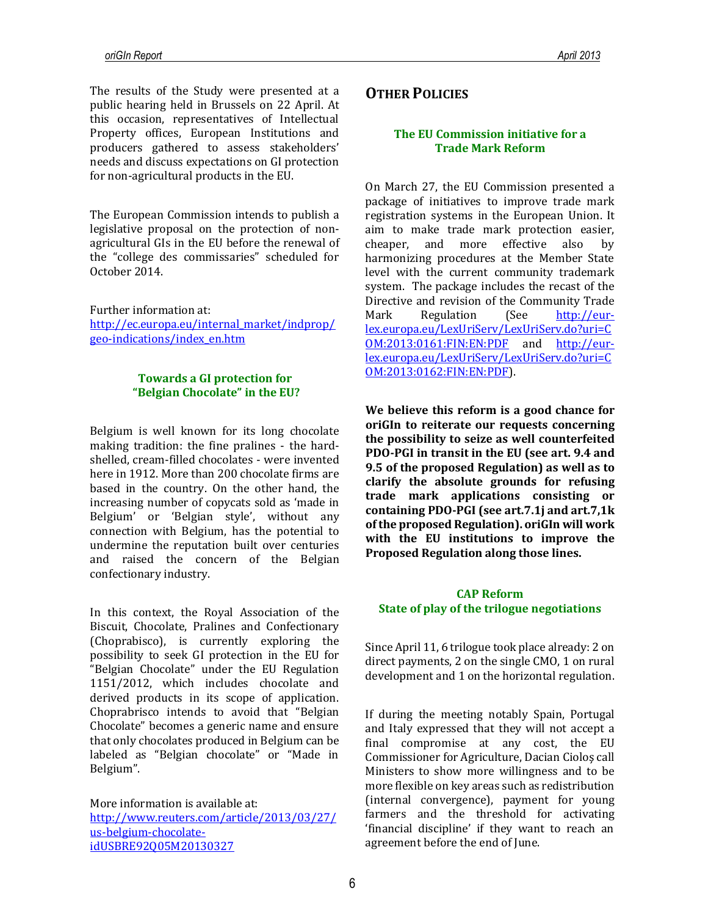The results of the Study were presented at a public hearing held in Brussels on 22 April. At this occasion, representatives of Intellectual Property offices, European Institutions and producers gathered to assess stakeholders' needs and discuss expectations on GI protection for non-agricultural products in the EU.

The European Commission intends to publish a legislative proposal on the protection of non-agricultural GIs in the EU before the renewal of the "college des commissaries" scheduled for October 2014.

Further information at:
http://ec.europa.eu/internal_market/indprop/geo-indications/index_en.htm

### Towards a GI protection for "Belgian Chocolate" in the EU?

Belgium is well known for its long chocolate making tradition: the fine pralines - the hard-shelled, cream-filled chocolates - were invented here in 1912. More than 200 chocolate firms are based in the country. On the other hand, the increasing number of copycats sold as 'made in Belgium' or 'Belgian style', without any connection with Belgium, has the potential to undermine the reputation built over centuries and raised the concern of the Belgian confectionary industry.

In this context, the Royal Association of the Biscuit, Chocolate, Pralines and Confectionary (Choprabisco), is currently exploring the possibility to seek GI protection in the EU for "Belgian Chocolate" under the EU Regulation 1151/2012, which includes chocolate and derived products in its scope of application. Choprabrisco intends to avoid that "Belgian Chocolate" becomes a generic name and ensure that only chocolates produced in Belgium can be labeled as "Belgian chocolate" or "Made in Belgium".

More information is available at:
http://www.reuters.com/article/2013/03/27/us-belgium-chocolate-idUSBRE92Q05M20130327

## OTHER POLICIES

### The EU Commission initiative for a Trade Mark Reform

On March 27, the EU Commission presented a package of initiatives to improve trade mark registration systems in the European Union. It aim to make trade mark protection easier, cheaper, and more effective also by harmonizing procedures at the Member State level with the current community trademark system. The package includes the recast of the Directive and revision of the Community Trade Mark Regulation (See http://eur-lex.europa.eu/LexUriServ/LexUriServ.do?uri=COM:2013:0161:FIN:EN:PDF and http://eur-lex.europa.eu/LexUriServ/LexUriServ.do?uri=COM:2013:0162:FIN:EN:PDF).

**We believe this reform is a good chance for oriGIn to reiterate our requests concerning the possibility to seize as well counterfeited PDO-PGI in transit in the EU (see art. 9.4 and 9.5 of the proposed Regulation) as well as to clarify the absolute grounds for refusing trade mark applications consisting or containing PDO-PGI (see art.7.1j and art.7,1k of the proposed Regulation). oriGIn will work with the EU institutions to improve the Proposed Regulation along those lines.**

### CAP Reform
### State of play of the trilogue negotiations

Since April 11, 6 trilogue took place already: 2 on direct payments, 2 on the single CMO, 1 on rural development and 1 on the horizontal regulation.

If during the meeting notably Spain, Portugal and Italy expressed that they will not accept a final compromise at any cost, the EU Commissioner for Agriculture, Dacian Cioloş call Ministers to show more willingness and to be more flexible on key areas such as redistribution (internal convergence), payment for young farmers and the threshold for activating 'financial discipline' if they want to reach an agreement before the end of June.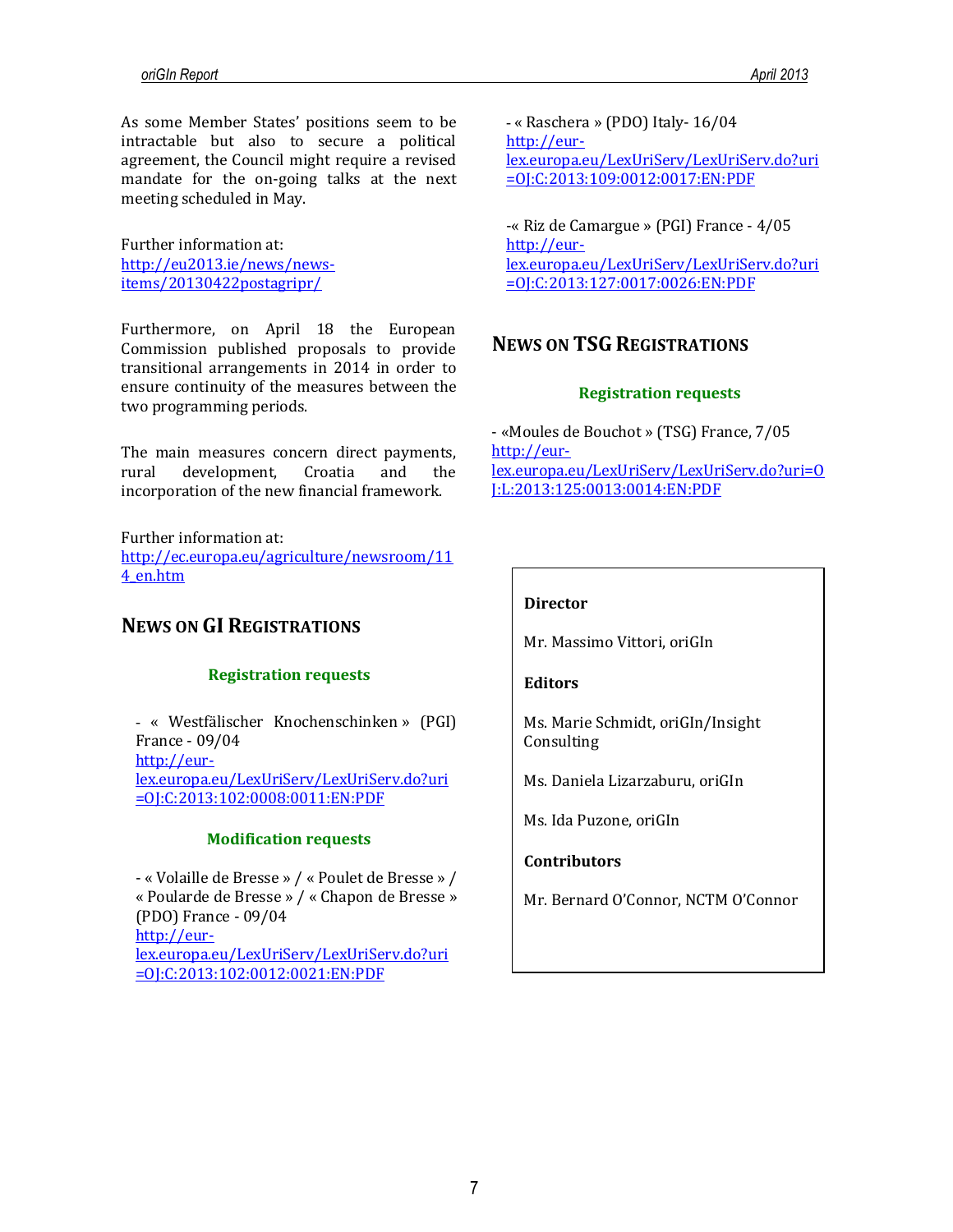As some Member States' positions seem to be intractable but also to secure a political agreement, the Council might require a revised mandate for the on-going talks at the next meeting scheduled in May.

Further information at:
http://eu2013.ie/news/news-items/20130422postagripr/

Furthermore, on April 18 the European Commission published proposals to provide transitional arrangements in 2014 in order to ensure continuity of the measures between the two programming periods.

The main measures concern direct payments, rural development, Croatia and the incorporation of the new financial framework.

Further information at:
http://ec.europa.eu/agriculture/newsroom/114_en.htm

## NEWS ON GI REGISTRATIONS

### Registration requests

- « Westfälischer Knochenschinken » (PGI) France - 09/04
http://eur-lex.europa.eu/LexUriServ/LexUriServ.do?uri=OJ:C:2013:102:0008:0011:EN:PDF

### Modification requests

- « Volaille de Bresse » / « Poulet de Bresse » / « Poularde de Bresse » / « Chapon de Bresse » (PDO) France - 09/04
http://eur-lex.europa.eu/LexUriServ/LexUriServ.do?uri=OJ:C:2013:102:0012:0021:EN:PDF

- « Raschera » (PDO) Italy- 16/04
http://eur-lex.europa.eu/LexUriServ/LexUriServ.do?uri=OJ:C:2013:109:0012:0017:EN:PDF

-« Riz de Camargue » (PGI) France - 4/05
http://eur-lex.europa.eu/LexUriServ/LexUriServ.do?uri=OJ:C:2013:127:0017:0026:EN:PDF

## NEWS ON TSG REGISTRATIONS

### Registration requests

- «Moules de Bouchot » (TSG) France, 7/05
http://eur-lex.europa.eu/LexUriServ/LexUriServ.do?uri=OJ:L:2013:125:0013:0014:EN:PDF

**Director**

Mr. Massimo Vittori, oriGIn

**Editors**

Ms. Marie Schmidt, oriGIn/Insight Consulting

Ms. Daniela Lizarzaburu, oriGIn

Ms. Ida Puzone, oriGIn

**Contributors**

Mr. Bernard O'Connor, NCTM O'Connor